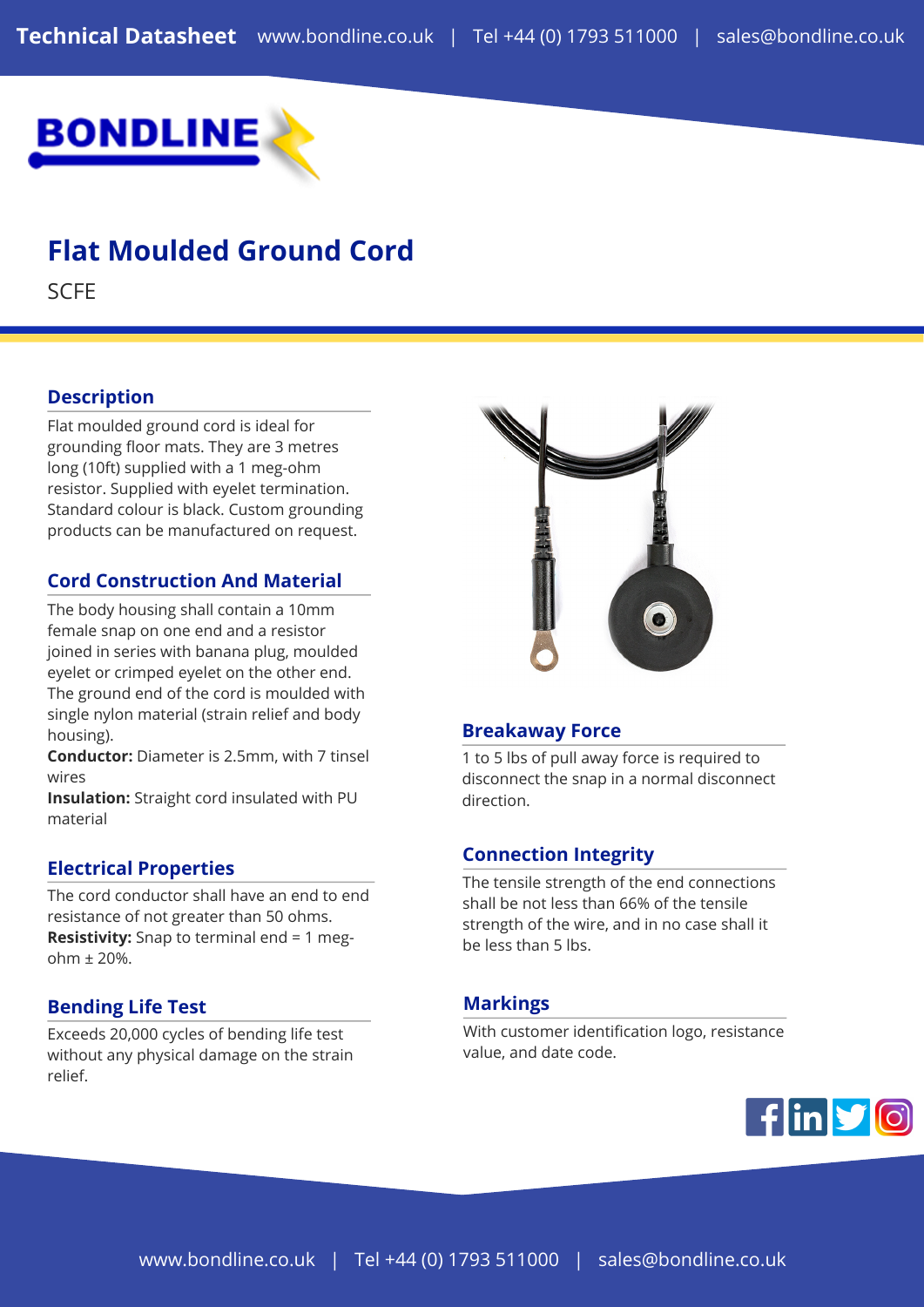# Flat Moulded Ground Cord

SCFE

## Description

Flat moulded ground cord is ideal for grounding floor mats. They are 3 metres long (10ft) supplied with a 1 meg-ohm resistor. Supplied with eyelet termination. Standard colour is black. Custom grounding products can be manufactured on request.

## Cord Construction And Material

The body housing shall contain a 10mm female snap on one end and a resistor joined in series with banana plug, moulded eyelet or crimped eyelet on the other end. The ground end of the cord is moulded with single nylon material (strain relief and body housing).

**Conductor:** Diameter is 2.5mm, with 7 tinsel wires

**Insulation:** Straight cord insulated with PU material

## Electrical Properties

The cord conductor shall have an end to end resistance of not greater than 50 ohms.

**Resistivity:** Snap to terminal end = 1 meg-ohm ± 20%.

## Bending Life Test

Exceeds 20,000 cycles of bending life test without any physical damage on the strain relief.

## Breakaway Force

1 to 5 lbs of pull away force is required to disconnect the snap in a normal disconnect direction.

## Connection Integrity

The tensile strength of the end connections shall be not less than 66% of the tensile strength of the wire, and in no case shall it be less than 5 lbs.

## Markings

With customer identification logo, resistance value, and date code.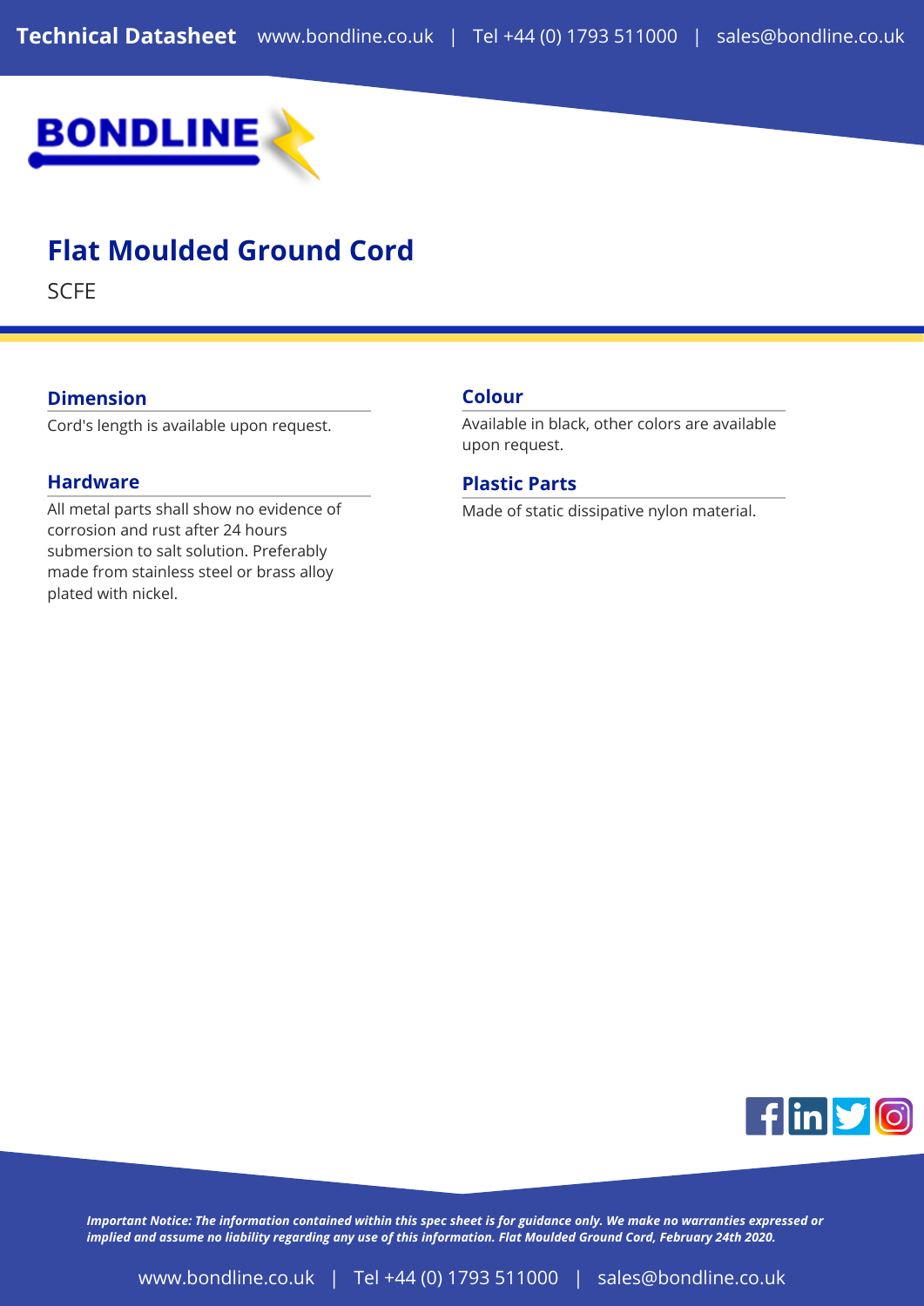# Flat Moulded Ground Cord

SCFE

## Dimension

Cord's length is available upon request.

## Hardware

All metal parts shall show no evidence of corrosion and rust after 24 hours submersion to salt solution. Preferably made from stainless steel or brass alloy plated with nickel.

## Colour

Available in black, other colors are available upon request.

## Plastic Parts

Made of static dissipative nylon material.

***Important Notice: The information contained within this spec sheet is for guidance only. We make no warranties expressed or implied and assume no liability regarding any use of this information. Flat Moulded Ground Cord, February 24th 2020.***